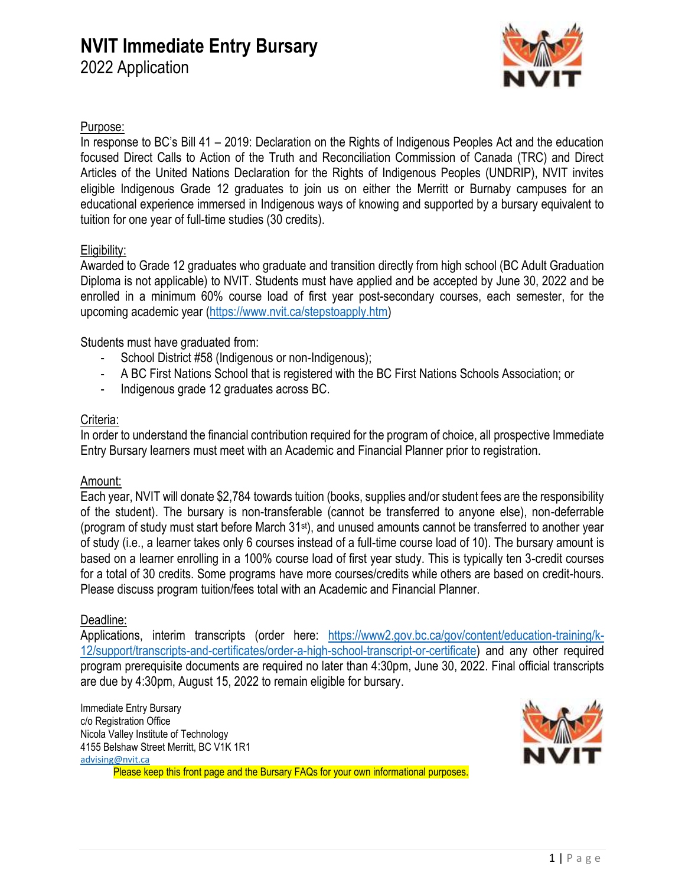# NVIT Immediate Entry Bursary

## 2022 Application

Purpose:

In response to BC's Bill 41 – 2019: Declaration on the Rights of Indigenous Peoples Act and the education focused Direct Calls to Action of the Truth and Reconciliation Commission of Canada (TRC) and Direct Articles of the United Nations Declaration for the Rights of Indigenous Peoples (UNDRIP), NVIT invites eligible Indigenous Grade 12 graduates to join us on either the Merritt or Burnaby campuses for an educational experience immersed in Indigenous ways of knowing and supported by a bursary equivalent to tuition for one year of full-time studies (30 credits).

Eligibility:

Awarded to Grade 12 graduates who graduate and transition directly from high school (BC Adult Graduation Diploma is not applicable) to NVIT. Students must have applied and be accepted by June 30, 2022 and be enrolled in a minimum 60% course load of first year post-secondary courses, each semester, for the upcoming academic year (https://www.nvit.ca/stepstoapply.htm)

Students must have graduated from:

- School District #58 (Indigenous or non-Indigenous);
- A BC First Nations School that is registered with the BC First Nations Schools Association; or
- Indigenous grade 12 graduates across BC.

Criteria:

In order to understand the financial contribution required for the program of choice, all prospective Immediate Entry Bursary learners must meet with an Academic and Financial Planner prior to registration.

Amount:

Each year, NVIT will donate $2,784 towards tuition (books, supplies and/or student fees are the responsibility of the student). The bursary is non-transferable (cannot be transferred to anyone else), non-deferrable (program of study must start before March 31st), and unused amounts cannot be transferred to another year of study (i.e., a learner takes only 6 courses instead of a full-time course load of 10). The bursary amount is based on a learner enrolling in a 100% course load of first year study. This is typically ten 3-credit courses for a total of 30 credits. Some programs have more courses/credits while others are based on credit-hours. Please discuss program tuition/fees total with an Academic and Financial Planner.

Deadline:

Applications, interim transcripts (order here: https://www2.gov.bc.ca/gov/content/education-training/k-12/support/transcripts-and-certificates/order-a-high-school-transcript-or-certificate) and any other required program prerequisite documents are required no later than 4:30pm, June 30, 2022. Final official transcripts are due by 4:30pm, August 15, 2022 to remain eligible for bursary.

Immediate Entry Bursary
c/o Registration Office
Nicola Valley Institute of Technology
4155 Belshaw Street Merritt, BC V1K 1R1
advising@nvit.ca

Please keep this front page and the Bursary FAQs for your own informational purposes.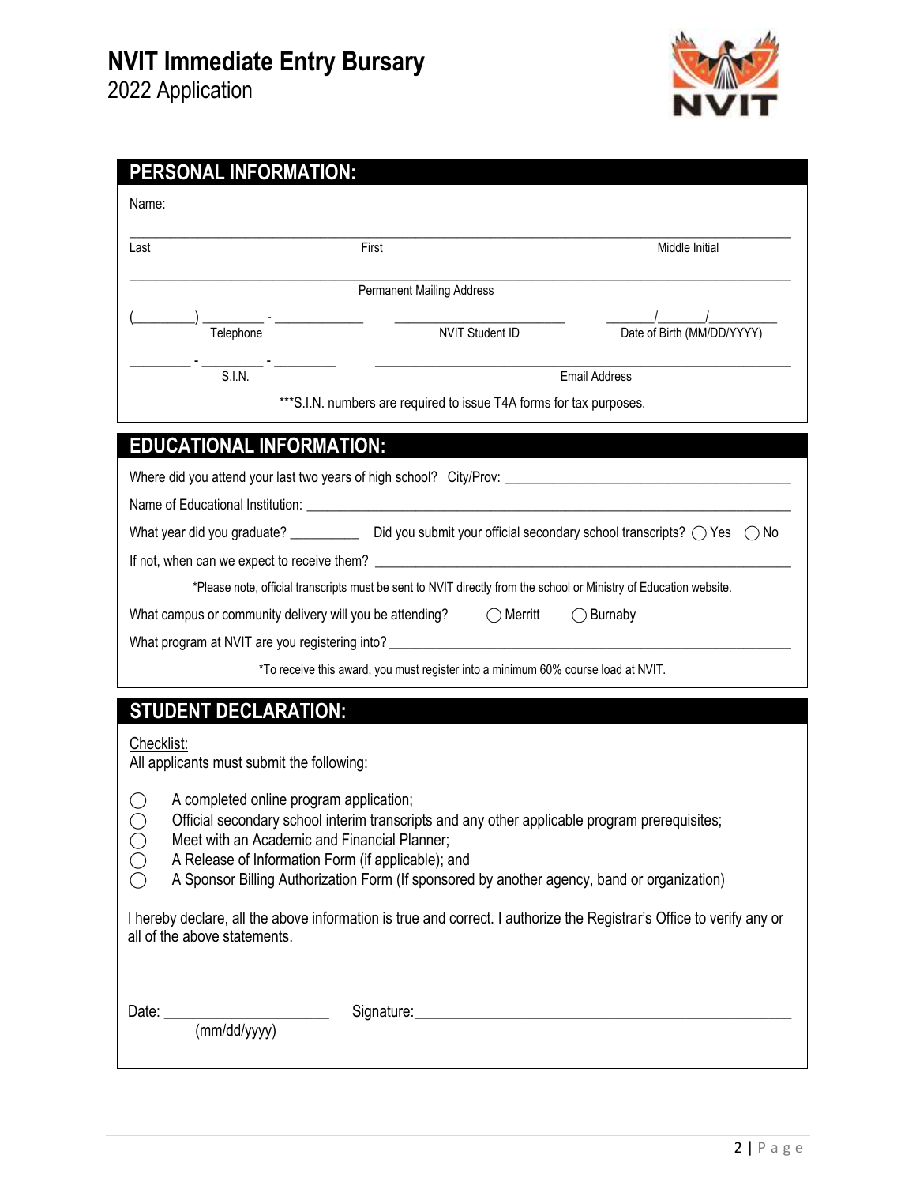# NVIT Immediate Entry Bursary
2022 Application

## PERSONAL INFORMATION:

Name:

_______________________________________________________________________________

Last First Middle Initial

_______________________________________________________________________________

Permanent Mailing Address

(________) ________ - ____________ ______________________ _______/_______/__________

Telephone NVIT Student ID Date of Birth (MM/DD/YYYY)

_________ - _________ - _________ ____________________________________________

S.I.N. Email Address

***S.I.N. numbers are required to issue T4A forms for tax purposes.

## EDUCATIONAL INFORMATION:

Where did you attend your last two years of high school? City/Prov: ________________________________

Name of Educational Institution: ________________________________________________

What year did you graduate? _________ Did you submit your official secondary school transcripts? ◯ Yes ◯ No

If not, when can we expect to receive them? ________________________________________

*Please note, official transcripts must be sent to NVIT directly from the school or Ministry of Education website.

What campus or community delivery will you be attending? ◯ Merritt ◯ Burnaby

What program at NVIT are you registering into? ______________________________________

*To receive this award, you must register into a minimum 60% course load at NVIT.

## STUDENT DECLARATION:

Checklist:

All applicants must submit the following:

- ◯ A completed online program application;
- ◯ Official secondary school interim transcripts and any other applicable program prerequisites;
- ◯ Meet with an Academic and Financial Planner;
- ◯ A Release of Information Form (if applicable); and
- ◯ A Sponsor Billing Authorization Form (If sponsored by another agency, band or organization)

I hereby declare, all the above information is true and correct. I authorize the Registrar's Office to verify any or all of the above statements.

Date: ____________________ Signature: ____________________________________________

(mm/dd/yyyy)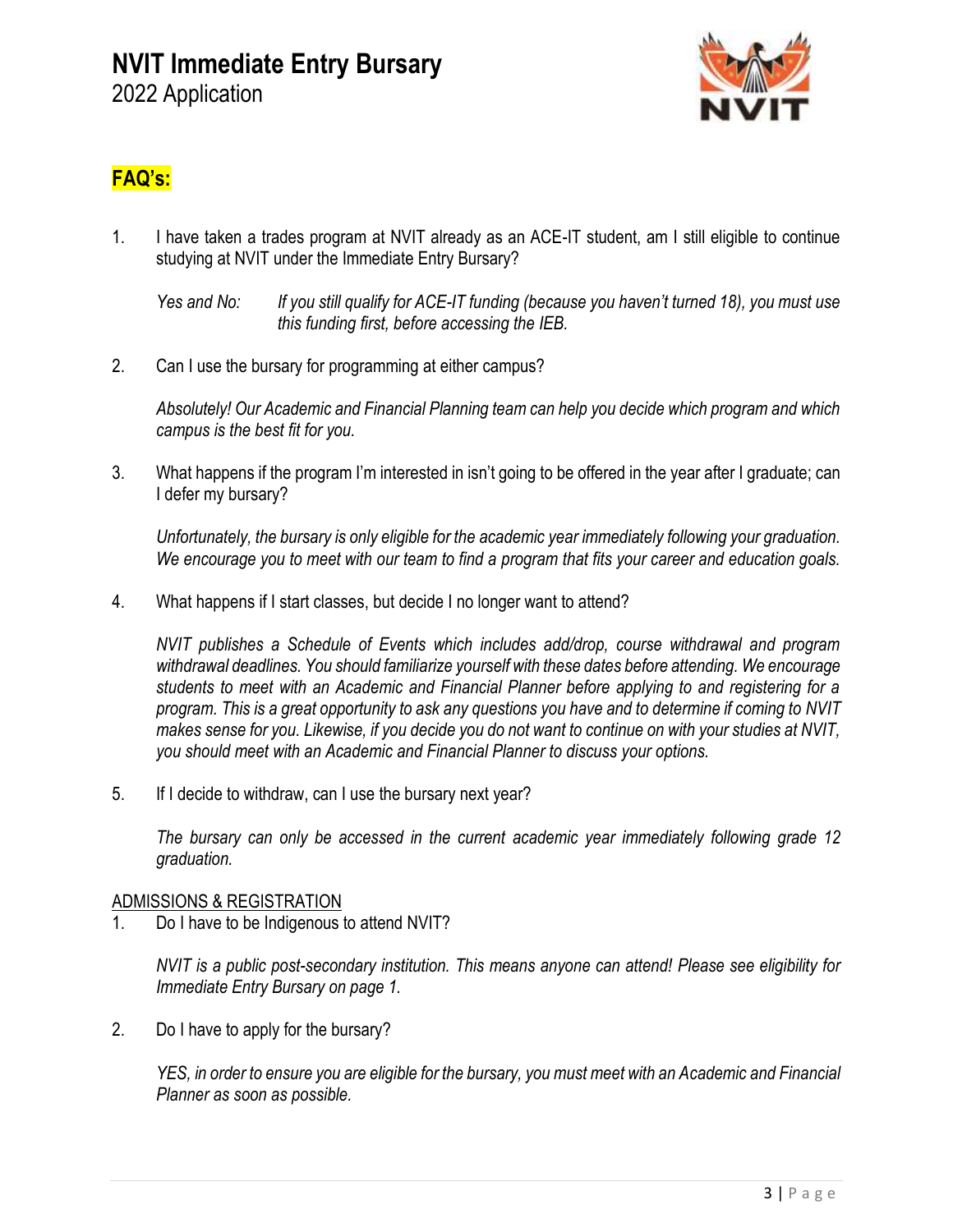# NVIT Immediate Entry Bursary

2022 Application

## FAQ's:

1. I have taken a trades program at NVIT already as an ACE-IT student, am I still eligible to continue studying at NVIT under the Immediate Entry Bursary?

   *Yes and No:* *If you still qualify for ACE-IT funding (because you haven't turned 18), you must use this funding first, before accessing the IEB.*

2. Can I use the bursary for programming at either campus?

   *Absolutely! Our Academic and Financial Planning team can help you decide which program and which campus is the best fit for you.*

3. What happens if the program I'm interested in isn't going to be offered in the year after I graduate; can I defer my bursary?

   *Unfortunately, the bursary is only eligible for the academic year immediately following your graduation. We encourage you to meet with our team to find a program that fits your career and education goals.*

4. What happens if I start classes, but decide I no longer want to attend?

   *NVIT publishes a Schedule of Events which includes add/drop, course withdrawal and program withdrawal deadlines. You should familiarize yourself with these dates before attending. We encourage students to meet with an Academic and Financial Planner before applying to and registering for a program. This is a great opportunity to ask any questions you have and to determine if coming to NVIT makes sense for you. Likewise, if you decide you do not want to continue on with your studies at NVIT, you should meet with an Academic and Financial Planner to discuss your options.*

5. If I decide to withdraw, can I use the bursary next year?

   *The bursary can only be accessed in the current academic year immediately following grade 12 graduation.*

<u>ADMISSIONS & REGISTRATION</u>

1. Do I have to be Indigenous to attend NVIT?

   *NVIT is a public post-secondary institution. This means anyone can attend! Please see eligibility for Immediate Entry Bursary on page 1.*

2. Do I have to apply for the bursary?

   *YES, in order to ensure you are eligible for the bursary, you must meet with an Academic and Financial Planner as soon as possible.*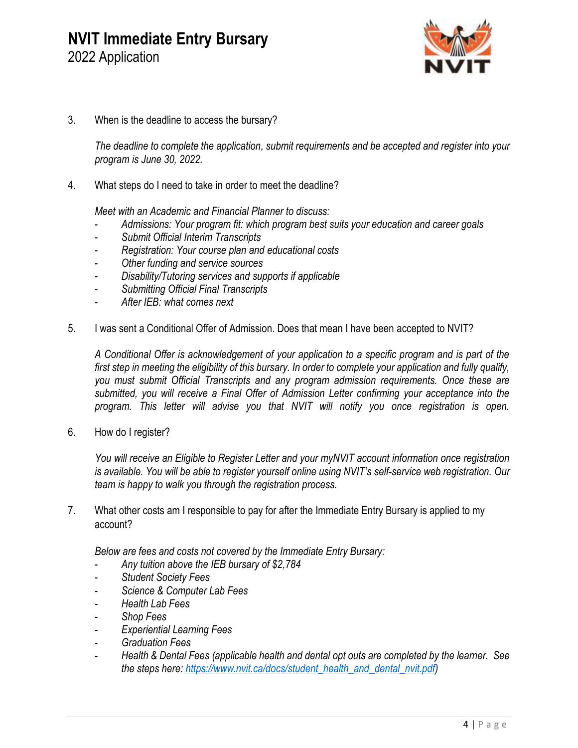3. When is the deadline to access the bursary?

   *The deadline to complete the application, submit requirements and be accepted and register into your program is June 30, 2022.*

4. What steps do I need to take in order to meet the deadline?

   *Meet with an Academic and Financial Planner to discuss:*
   - *Admissions: Your program fit: which program best suits your education and career goals*
   - *Submit Official Interim Transcripts*
   - *Registration: Your course plan and educational costs*
   - *Other funding and service sources*
   - *Disability/Tutoring services and supports if applicable*
   - *Submitting Official Final Transcripts*
   - *After IEB: what comes next*

5. I was sent a Conditional Offer of Admission. Does that mean I have been accepted to NVIT?

   *A Conditional Offer is acknowledgement of your application to a specific program and is part of the first step in meeting the eligibility of this bursary. In order to complete your application and fully qualify, you must submit Official Transcripts and any program admission requirements. Once these are submitted, you will receive a Final Offer of Admission Letter confirming your acceptance into the program. This letter will advise you that NVIT will notify you once registration is open.*

6. How do I register?

   *You will receive an Eligible to Register Letter and your myNVIT account information once registration is available. You will be able to register yourself online using NVIT's self-service web registration. Our team is happy to walk you through the registration process.*

7. What other costs am I responsible to pay for after the Immediate Entry Bursary is applied to my account?

   *Below are fees and costs not covered by the Immediate Entry Bursary:*
   - *Any tuition above the IEB bursary of $2,784*
   - *Student Society Fees*
   - *Science & Computer Lab Fees*
   - *Health Lab Fees*
   - *Shop Fees*
   - *Experiential Learning Fees*
   - *Graduation Fees*
   - *Health & Dental Fees (applicable health and dental opt outs are completed by the learner. See the steps here: [https://www.nvit.ca/docs/student_health_and_dental_nvit.pdf](https://www.nvit.ca/docs/student_health_and_dental_nvit.pdf))*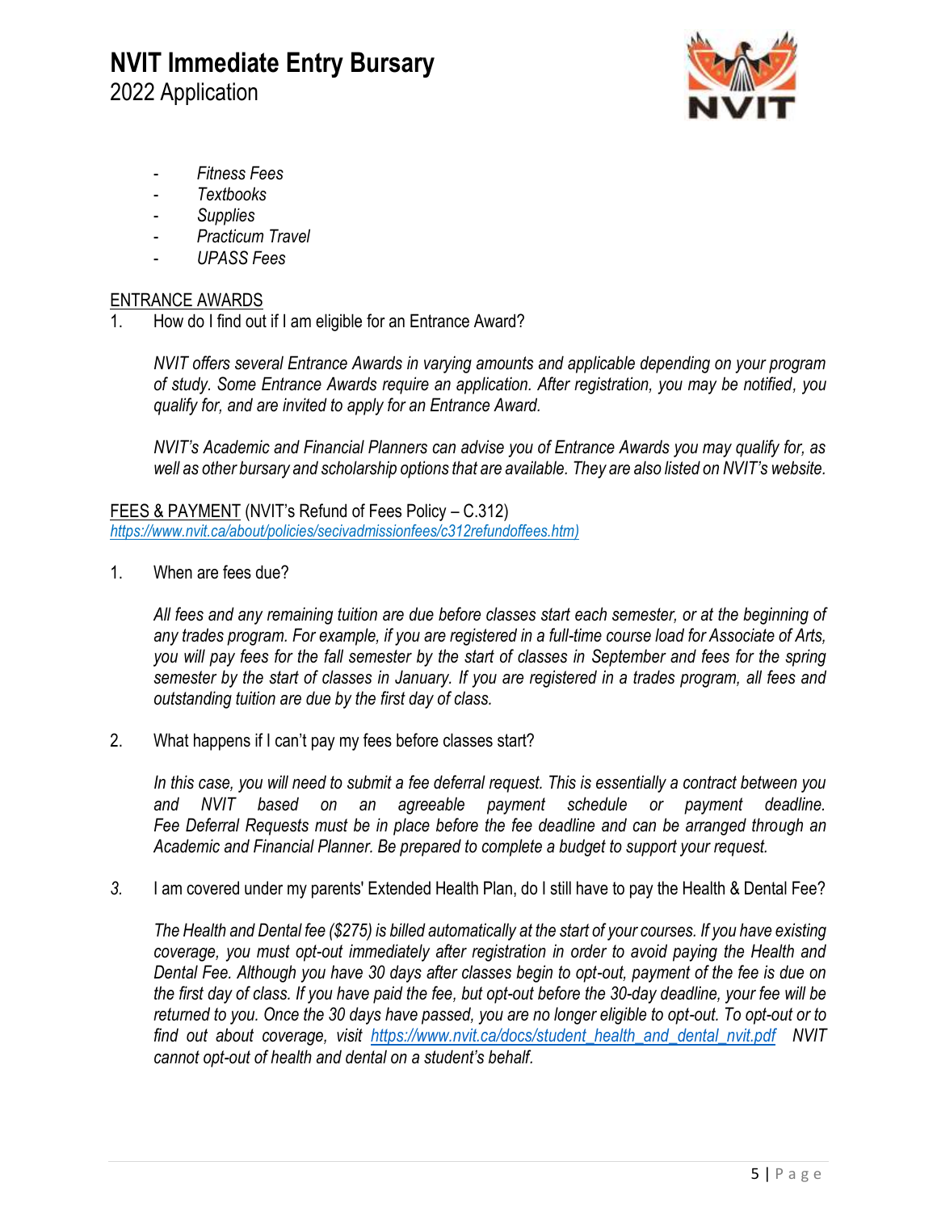- *Fitness Fees*
- *Textbooks*
- *Supplies*
- *Practicum Travel*
- *UPASS Fees*

## ENTRANCE AWARDS

1. How do I find out if I am eligible for an Entrance Award?

   *NVIT offers several Entrance Awards in varying amounts and applicable depending on your program of study. Some Entrance Awards require an application. After registration, you may be notified, you qualify for, and are invited to apply for an Entrance Award.*

   *NVIT's Academic and Financial Planners can advise you of Entrance Awards you may qualify for, as well as other bursary and scholarship options that are available. They are also listed on NVIT's website.*

## FEES & PAYMENT (NVIT's Refund of Fees Policy – C.312)

*https://www.nvit.ca/about/policies/secivadmissionfees/c312refundoffees.htm)*

1. When are fees due?

   *All fees and any remaining tuition are due before classes start each semester, or at the beginning of any trades program. For example, if you are registered in a full-time course load for Associate of Arts, you will pay fees for the fall semester by the start of classes in September and fees for the spring semester by the start of classes in January. If you are registered in a trades program, all fees and outstanding tuition are due by the first day of class.*

2. What happens if I can't pay my fees before classes start?

   *In this case, you will need to submit a fee deferral request. This is essentially a contract between you and NVIT based on an agreeable payment schedule or payment deadline. Fee Deferral Requests must be in place before the fee deadline and can be arranged through an Academic and Financial Planner. Be prepared to complete a budget to support your request.*

3. I am covered under my parents' Extended Health Plan, do I still have to pay the Health & Dental Fee?

   *The Health and Dental fee ($275) is billed automatically at the start of your courses. If you have existing coverage, you must opt-out immediately after registration in order to avoid paying the Health and Dental Fee. Although you have 30 days after classes begin to opt-out, payment of the fee is due on the first day of class. If you have paid the fee, but opt-out before the 30-day deadline, your fee will be returned to you. Once the 30 days have passed, you are no longer eligible to opt-out. To opt-out or to find out about coverage, visit https://www.nvit.ca/docs/student_health_and_dental_nvit.pdf NVIT cannot opt-out of health and dental on a student's behalf.*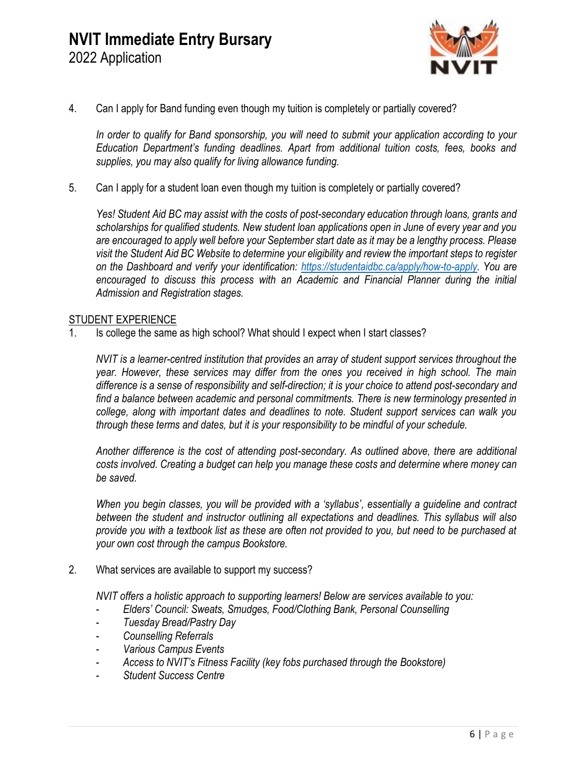4. Can I apply for Band funding even though my tuition is completely or partially covered?

   *In order to qualify for Band sponsorship, you will need to submit your application according to your Education Department's funding deadlines. Apart from additional tuition costs, fees, books and supplies, you may also qualify for living allowance funding.*

5. Can I apply for a student loan even though my tuition is completely or partially covered?

   *Yes! Student Aid BC may assist with the costs of post-secondary education through loans, grants and scholarships for qualified students. New student loan applications open in June of every year and you are encouraged to apply well before your September start date as it may be a lengthy process. Please visit the Student Aid BC Website to determine your eligibility and review the important steps to register on the Dashboard and verify your identification: [https://studentaidbc.ca/apply/how-to-apply](https://studentaidbc.ca/apply/how-to-apply). You are encouraged to discuss this process with an Academic and Financial Planner during the initial Admission and Registration stages.*

<u>STUDENT EXPERIENCE</u>

1. Is college the same as high school? What should I expect when I start classes?

   *NVIT is a learner-centred institution that provides an array of student support services throughout the year. However, these services may differ from the ones you received in high school. The main difference is a sense of responsibility and self-direction; it is your choice to attend post-secondary and find a balance between academic and personal commitments. There is new terminology presented in college, along with important dates and deadlines to note. Student support services can walk you through these terms and dates, but it is your responsibility to be mindful of your schedule.*

   *Another difference is the cost of attending post-secondary. As outlined above, there are additional costs involved. Creating a budget can help you manage these costs and determine where money can be saved.*

   *When you begin classes, you will be provided with a 'syllabus', essentially a guideline and contract between the student and instructor outlining all expectations and deadlines. This syllabus will also provide you with a textbook list as these are often not provided to you, but need to be purchased at your own cost through the campus Bookstore.*

2. What services are available to support my success?

   *NVIT offers a holistic approach to supporting learners! Below are services available to you:*
   - *Elders' Council: Sweats, Smudges, Food/Clothing Bank, Personal Counselling*
   - *Tuesday Bread/Pastry Day*
   - *Counselling Referrals*
   - *Various Campus Events*
   - *Access to NVIT's Fitness Facility (key fobs purchased through the Bookstore)*
   - *Student Success Centre*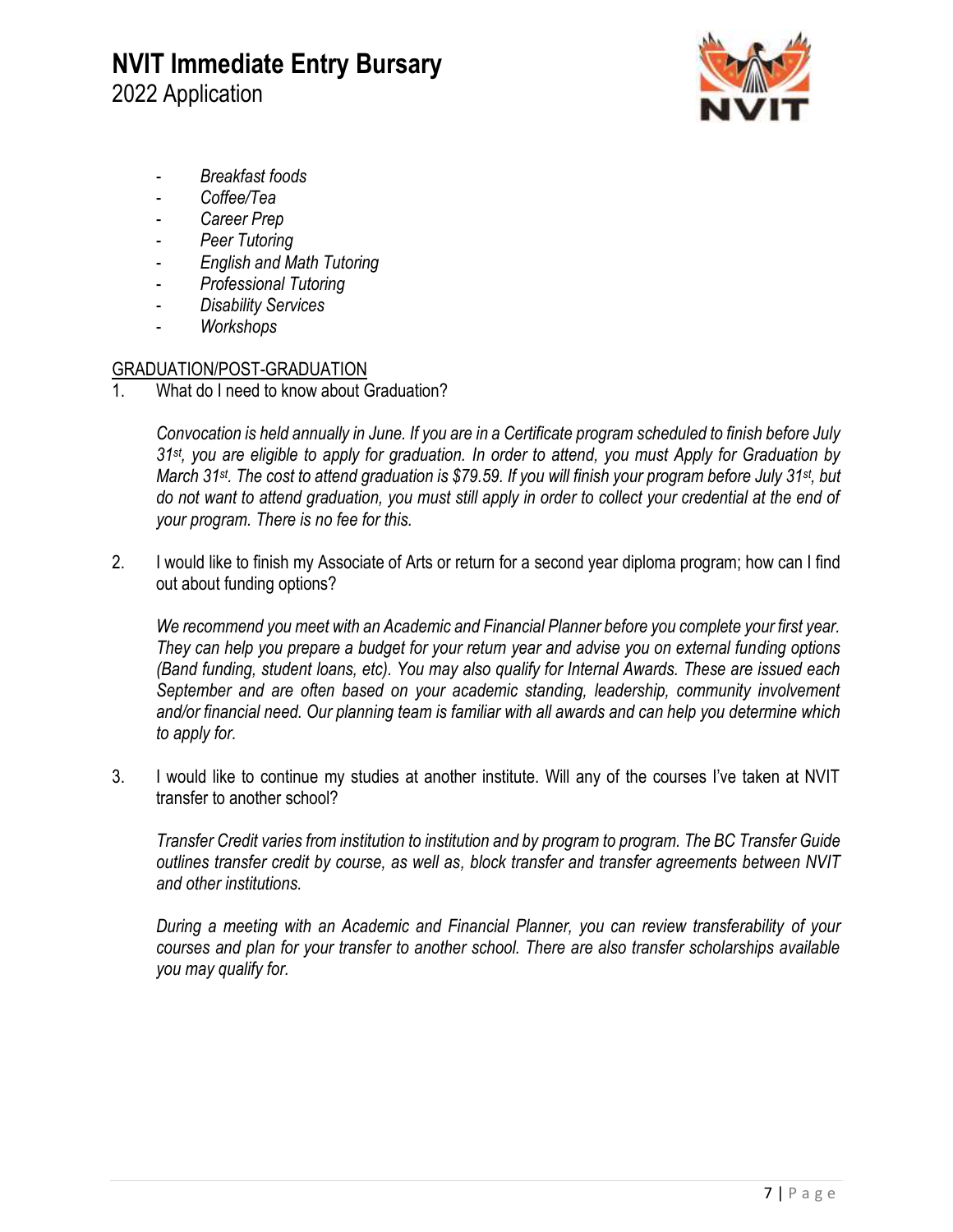- *Breakfast foods*
- *Coffee/Tea*
- *Career Prep*
- *Peer Tutoring*
- *English and Math Tutoring*
- *Professional Tutoring*
- *Disability Services*
- *Workshops*

GRADUATION/POST-GRADUATION

1. What do I need to know about Graduation?

   *Convocation is held annually in June. If you are in a Certificate program scheduled to finish before July 31st, you are eligible to apply for graduation. In order to attend, you must Apply for Graduation by March 31st. The cost to attend graduation is $79.59. If you will finish your program before July 31st, but do not want to attend graduation, you must still apply in order to collect your credential at the end of your program. There is no fee for this.*

2. I would like to finish my Associate of Arts or return for a second year diploma program; how can I find out about funding options?

   *We recommend you meet with an Academic and Financial Planner before you complete your first year. They can help you prepare a budget for your return year and advise you on external funding options (Band funding, student loans, etc). You may also qualify for Internal Awards. These are issued each September and are often based on your academic standing, leadership, community involvement and/or financial need. Our planning team is familiar with all awards and can help you determine which to apply for.*

3. I would like to continue my studies at another institute. Will any of the courses I've taken at NVIT transfer to another school?

   *Transfer Credit varies from institution to institution and by program to program. The BC Transfer Guide outlines transfer credit by course, as well as, block transfer and transfer agreements between NVIT and other institutions.*

   *During a meeting with an Academic and Financial Planner, you can review transferability of your courses and plan for your transfer to another school. There are also transfer scholarships available you may qualify for.*